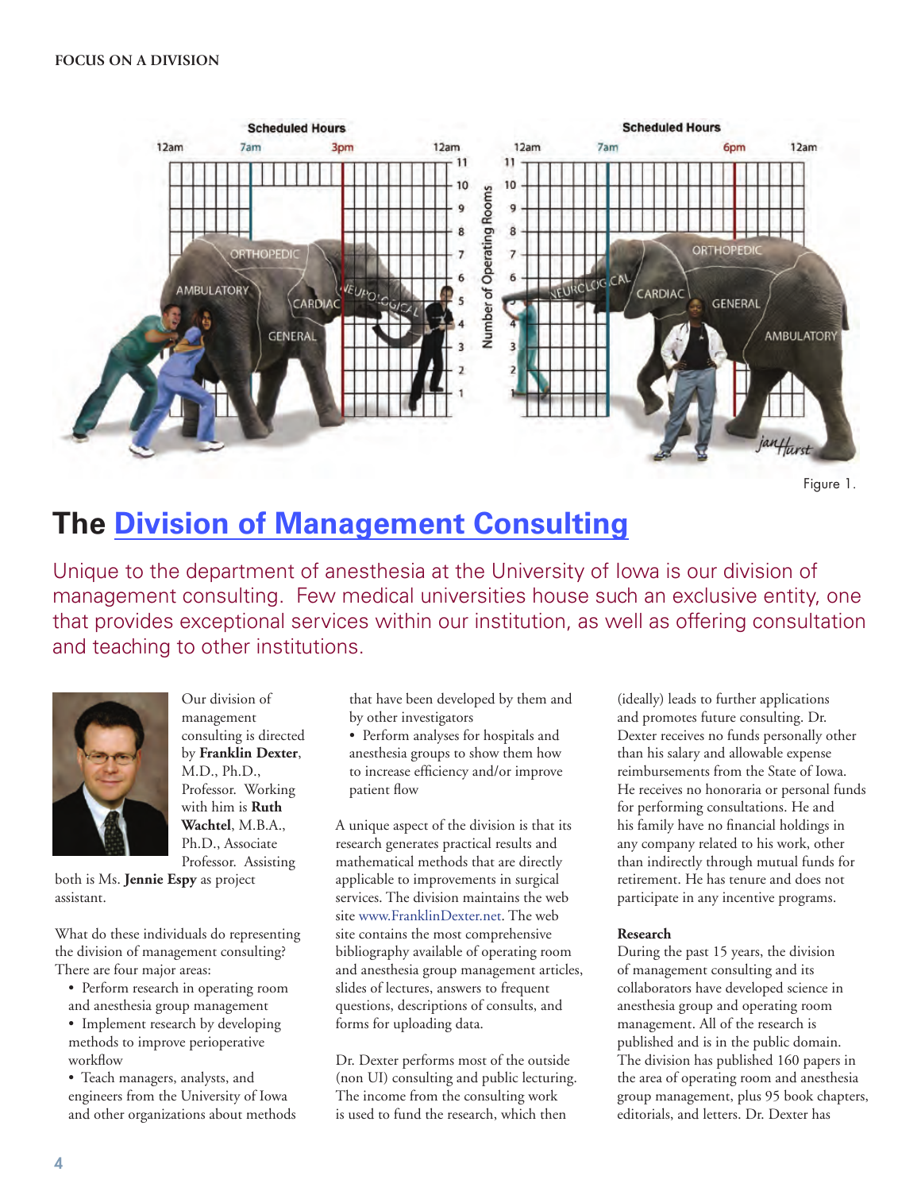**FOCUS ON A DIVISION**

Figure 1.

# The Division of Management Consulting

Unique to the department of anesthesia at the University of Iowa is our division of management consulting. Few medical universities house such an exclusive entity, one that provides exceptional services within our institution, as well as offering consultation and teaching to other institutions.

Our division of management consulting is directed by **Franklin Dexter**, M.D., Ph.D., Professor. Working with him is **Ruth Wachtel**, M.B.A., Ph.D., Associate Professor. Assisting both is Ms. **Jennie Espy** as project assistant.

What do these individuals do representing the division of management consulting? There are four major areas:

- Perform research in operating room and anesthesia group management
- Implement research by developing methods to improve perioperative workflow
- Teach managers, analysts, and engineers from the University of Iowa and other organizations about methods that have been developed by them and by other investigators
- Perform analyses for hospitals and anesthesia groups to show them how to increase efficiency and/or improve patient flow

A unique aspect of the division is that its research generates practical results and mathematical methods that are directly applicable to improvements in surgical services. The division maintains the web site www.FranklinDexter.net. The web site contains the most comprehensive bibliography available of operating room and anesthesia group management articles, slides of lectures, answers to frequent questions, descriptions of consults, and forms for uploading data.

Dr. Dexter performs most of the outside (non UI) consulting and public lecturing. The income from the consulting work is used to fund the research, which then (ideally) leads to further applications and promotes future consulting. Dr. Dexter receives no funds personally other than his salary and allowable expense reimbursements from the State of Iowa. He receives no honoraria or personal funds for performing consultations. He and his family have no financial holdings in any company related to his work, other than indirectly through mutual funds for retirement. He has tenure and does not participate in any incentive programs.

**Research**

During the past 15 years, the division of management consulting and its collaborators have developed science in anesthesia group and operating room management. All of the research is published and is in the public domain. The division has published 160 papers in the area of operating room and anesthesia group management, plus 95 book chapters, editorials, and letters. Dr. Dexter has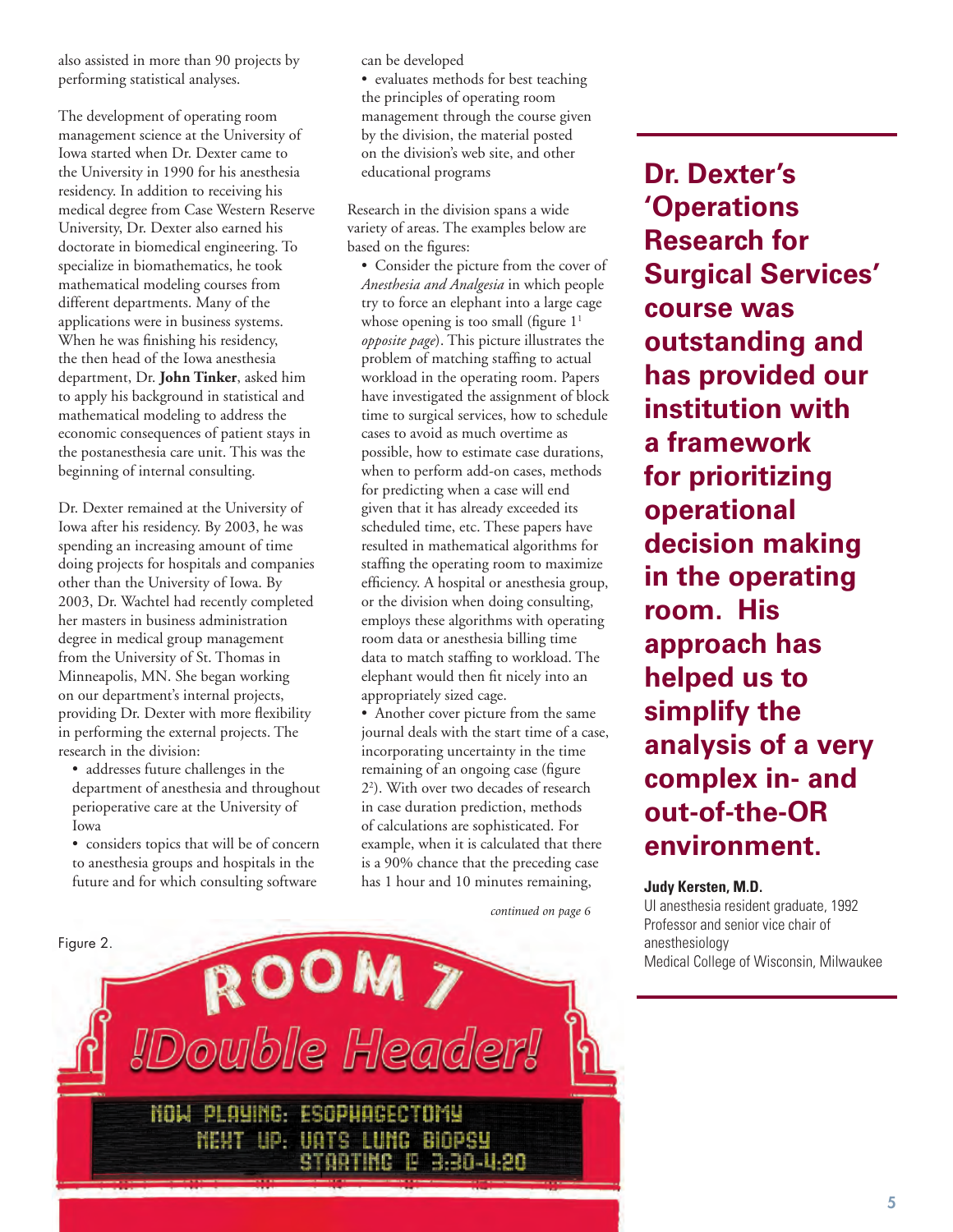also assisted in more than 90 projects by performing statistical analyses.

The development of operating room management science at the University of Iowa started when Dr. Dexter came to the University in 1990 for his anesthesia residency. In addition to receiving his medical degree from Case Western Reserve University, Dr. Dexter also earned his doctorate in biomedical engineering. To specialize in biomathematics, he took mathematical modeling courses from different departments. Many of the applications were in business systems. When he was finishing his residency, the then head of the Iowa anesthesia department, Dr. **John Tinker**, asked him to apply his background in statistical and mathematical modeling to address the economic consequences of patient stays in the postanesthesia care unit. This was the beginning of internal consulting.

Dr. Dexter remained at the University of Iowa after his residency. By 2003, he was spending an increasing amount of time doing projects for hospitals and companies other than the University of Iowa. By 2003, Dr. Wachtel had recently completed her masters in business administration degree in medical group management from the University of St. Thomas in Minneapolis, MN. She began working on our department's internal projects, providing Dr. Dexter with more flexibility in performing the external projects. The research in the division:

- addresses future challenges in the department of anesthesia and throughout perioperative care at the University of Iowa
- considers topics that will be of concern to anesthesia groups and hospitals in the future and for which consulting software can be developed
- evaluates methods for best teaching the principles of operating room management through the course given by the division, the material posted on the division's web site, and other educational programs

Research in the division spans a wide variety of areas. The examples below are based on the figures:

- Consider the picture from the cover of *Anesthesia and Analgesia* in which people try to force an elephant into a large cage whose opening is too small (figure 1[1] *opposite page*). This picture illustrates the problem of matching staffing to actual workload in the operating room. Papers have investigated the assignment of block time to surgical services, how to schedule cases to avoid as much overtime as possible, how to estimate case durations, when to perform add-on cases, methods for predicting when a case will end given that it has already exceeded its scheduled time, etc. These papers have resulted in mathematical algorithms for staffing the operating room to maximize efficiency. A hospital or anesthesia group, or the division when doing consulting, employs these algorithms with operating room data or anesthesia billing time data to match staffing to workload. The elephant would then fit nicely into an appropriately sized cage.
- Another cover picture from the same journal deals with the start time of a case, incorporating uncertainty in the time remaining of an ongoing case (figure 2[2]). With over two decades of research in case duration prediction, methods of calculations are sophisticated. For example, when it is calculated that there is a 90% chance that the preceding case has 1 hour and 10 minutes remaining,

*continued on page 6*

> **Dr. Dexter's 'Operations Research for Surgical Services' course was outstanding and has provided our institution with a framework for prioritizing operational decision making in the operating room. His approach has helped us to simplify the analysis of a very complex in- and out-of-the-OR environment.**
>
> **Judy Kersten, M.D.**
> UI anesthesia resident graduate, 1992
> Professor and senior vice chair of anesthesiology
> Medical College of Wisconsin, Milwaukee

Figure 2.

ROOM 7
!Double Header!
NOW PLAYING: ESOPHAGECTOMY
NEXT UP: VATS LUNG BIOPSY
STARTING @ 3:30-4:20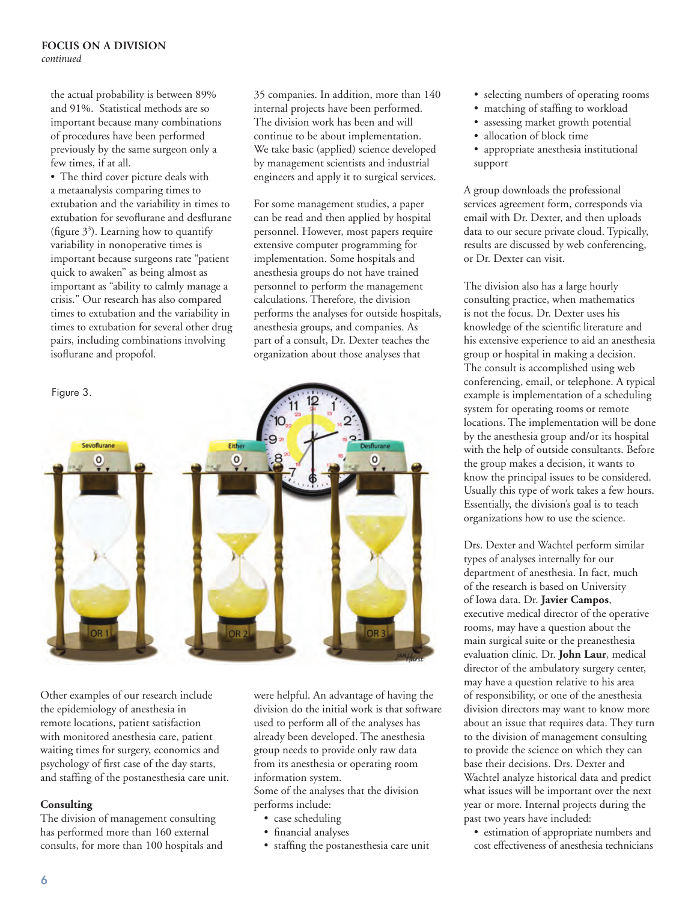the actual probability is between 89% and 91%. Statistical methods are so important because many combinations of procedures have been performed previously by the same surgeon only a few times, if at all.

- The third cover picture deals with a metaanalysis comparing times to extubation and the variability in times to extubation for sevoflurane and desflurane (figure 3[3]). Learning how to quantify variability in nonoperative times is important because surgeons rate "patient quick to awaken" as being almost as important as "ability to calmly manage a crisis." Our research has also compared times to extubation and the variability in times to extubation for several other drug pairs, including combinations involving isoflurane and propofol.

Figure 3.

Other examples of our research include the epidemiology of anesthesia in remote locations, patient satisfaction with monitored anesthesia care, patient waiting times for surgery, economics and psychology of first case of the day starts, and staffing of the postanesthesia care unit.

**Consulting**

The division of management consulting has performed more than 160 external consults, for more than 100 hospitals and 35 companies. In addition, more than 140 internal projects have been performed. The division work has been and will continue to be about implementation. We take basic (applied) science developed by management scientists and industrial engineers and apply it to surgical services.

For some management studies, a paper can be read and then applied by hospital personnel. However, most papers require extensive computer programming for implementation. Some hospitals and anesthesia groups do not have trained personnel to perform the management calculations. Therefore, the division performs the analyses for outside hospitals, anesthesia groups, and companies. As part of a consult, Dr. Dexter teaches the organization about those analyses that were helpful. An advantage of having the division do the initial work is that software used to perform all of the analyses has already been developed. The anesthesia group needs to provide only raw data from its anesthesia or operating room information system.

Some of the analyses that the division performs include:

- case scheduling
- financial analyses
- staffing the postanesthesia care unit
- selecting numbers of operating rooms
- matching of staffing to workload
- assessing market growth potential
- allocation of block time
- appropriate anesthesia institutional support

A group downloads the professional services agreement form, corresponds via email with Dr. Dexter, and then uploads data to our secure private cloud. Typically, results are discussed by web conferencing, or Dr. Dexter can visit.

The division also has a large hourly consulting practice, when mathematics is not the focus. Dr. Dexter uses his knowledge of the scientific literature and his extensive experience to aid an anesthesia group or hospital in making a decision. The consult is accomplished using web conferencing, email, or telephone. A typical example is implementation of a scheduling system for operating rooms or remote locations. The implementation will be done by the anesthesia group and/or its hospital with the help of outside consultants. Before the group makes a decision, it wants to know the principal issues to be considered. Usually this type of work takes a few hours. Essentially, the division's goal is to teach organizations how to use the science.

Drs. Dexter and Wachtel perform similar types of analyses internally for our department of anesthesia. In fact, much of the research is based on University of Iowa data. Dr. **Javier Campos**, executive medical director of the operative rooms, may have a question about the main surgical suite or the preanesthesia evaluation clinic. Dr. **John Laur**, medical director of the ambulatory surgery center, may have a question relative to his area of responsibility, or one of the anesthesia division directors may want to know more about an issue that requires data. They turn to the division of management consulting to provide the science on which they can base their decisions. Drs. Dexter and Wachtel analyze historical data and predict what issues will be important over the next year or more. Internal projects during the past two years have included:

- estimation of appropriate numbers and cost effectiveness of anesthesia technicians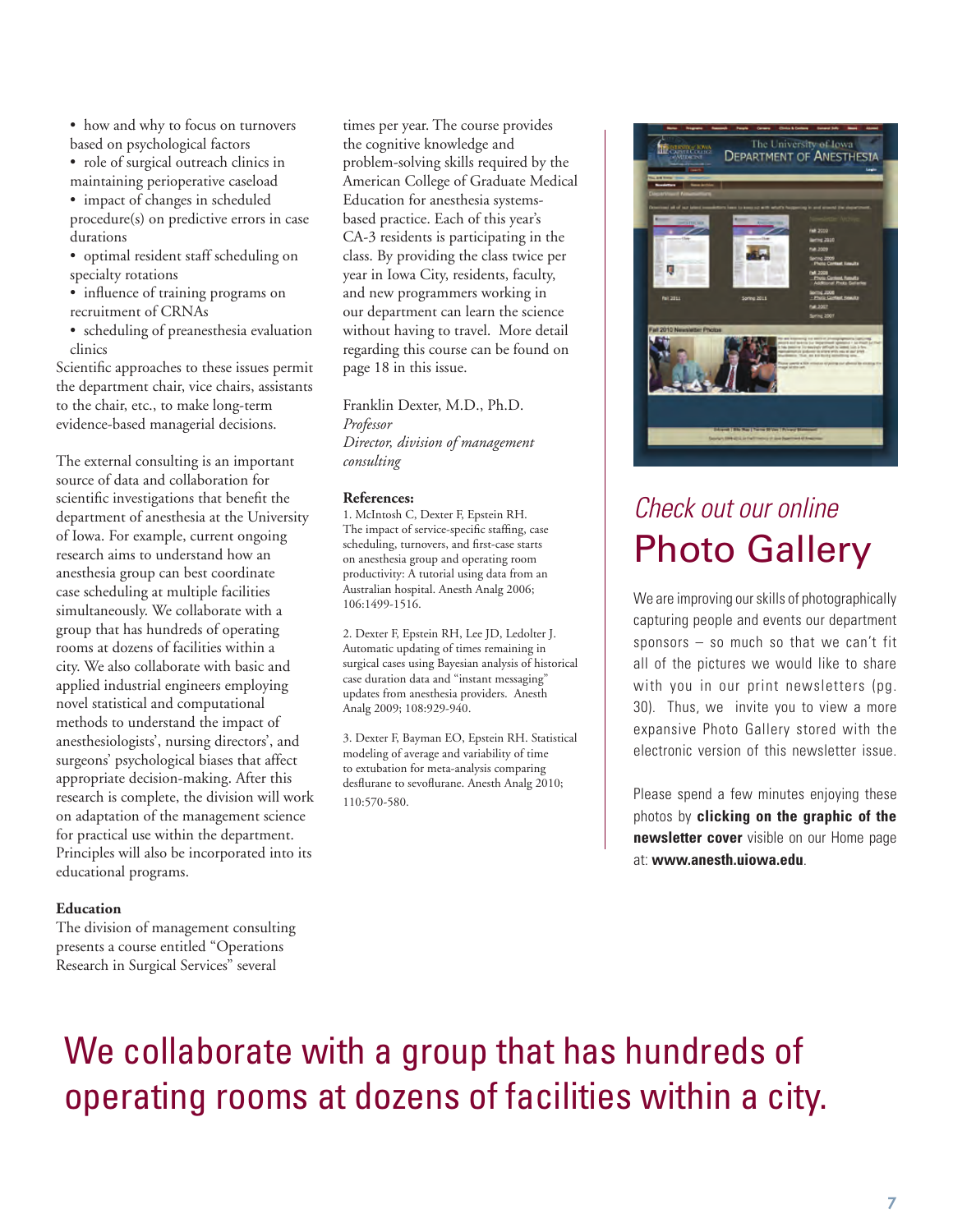- how and why to focus on turnovers based on psychological factors
- role of surgical outreach clinics in maintaining perioperative caseload
- impact of changes in scheduled procedure(s) on predictive errors in case durations
- optimal resident staff scheduling on specialty rotations
- influence of training programs on recruitment of CRNAs
- scheduling of preanesthesia evaluation clinics

Scientific approaches to these issues permit the department chair, vice chairs, assistants to the chair, etc., to make long-term evidence-based managerial decisions.

The external consulting is an important source of data and collaboration for scientific investigations that benefit the department of anesthesia at the University of Iowa. For example, current ongoing research aims to understand how an anesthesia group can best coordinate case scheduling at multiple facilities simultaneously. We collaborate with a group that has hundreds of operating rooms at dozens of facilities within a city. We also collaborate with basic and applied industrial engineers employing novel statistical and computational methods to understand the impact of anesthesiologists', nursing directors', and surgeons' psychological biases that affect appropriate decision-making. After this research is complete, the division will work on adaptation of the management science for practical use within the department. Principles will also be incorporated into its educational programs.

**Education**

The division of management consulting presents a course entitled "Operations Research in Surgical Services" several times per year. The course provides the cognitive knowledge and problem-solving skills required by the American College of Graduate Medical Education for anesthesia systems-based practice. Each of this year's CA-3 residents is participating in the class. By providing the class twice per year in Iowa City, residents, faculty, and new programmers working in our department can learn the science without having to travel. More detail regarding this course can be found on page 18 in this issue.

Franklin Dexter, M.D., Ph.D.
*Professor*
*Director, division of management consulting*

**References:**

1. McIntosh C, Dexter F, Epstein RH. The impact of service-specific staffing, case scheduling, turnovers, and first-case starts on anesthesia group and operating room productivity: A tutorial using data from an Australian hospital. Anesth Analg 2006; 106:1499-1516.

2. Dexter F, Epstein RH, Lee JD, Ledolter J. Automatic updating of times remaining in surgical cases using Bayesian analysis of historical case duration data and "instant messaging" updates from anesthesia providers. Anesth Analg 2009; 108:929-940.

3. Dexter F, Bayman EO, Epstein RH. Statistical modeling of average and variability of time to extubation for meta-analysis comparing desflurane to sevoflurane. Anesth Analg 2010; 110:570-580.

## *Check out our online* Photo Gallery

We are improving our skills of photographically capturing people and events our department sponsors – so much so that we can't fit all of the pictures we would like to share with you in our print newsletters (pg. 30). Thus, we invite you to view a more expansive Photo Gallery stored with the electronic version of this newsletter issue.

Please spend a few minutes enjoying these photos by **clicking on the graphic of the newsletter cover** visible on our Home page at: **www.anesth.uiowa.edu**.

## We collaborate with a group that has hundreds of operating rooms at dozens of facilities within a city.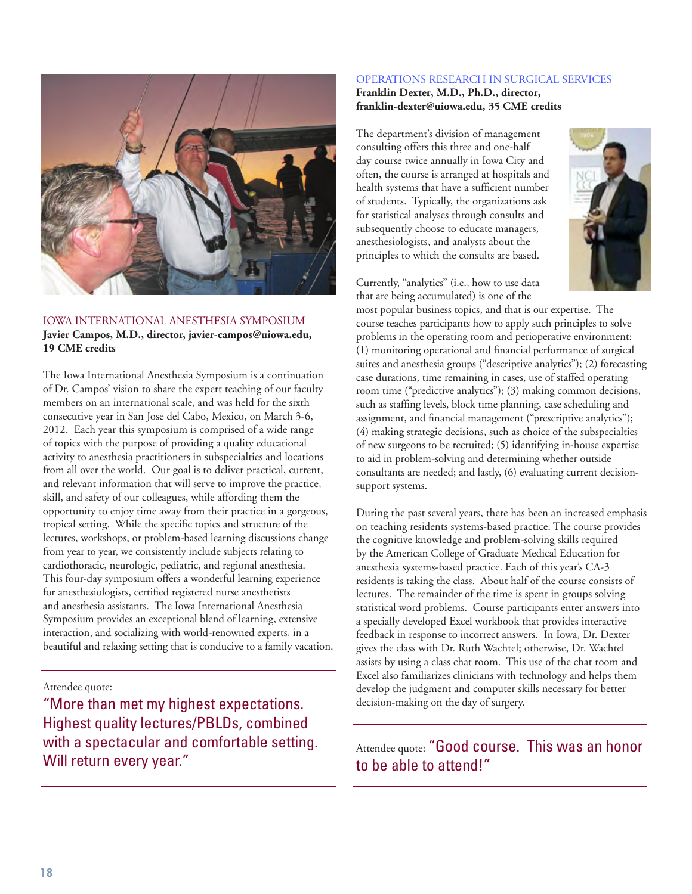## IOWA INTERNATIONAL ANESTHESIA SYMPOSIUM

**Javier Campos, M.D., director, javier-campos@uiowa.edu, 19 CME credits**

The Iowa International Anesthesia Symposium is a continuation of Dr. Campos' vision to share the expert teaching of our faculty members on an international scale, and was held for the sixth consecutive year in San Jose del Cabo, Mexico, on March 3-6, 2012. Each year this symposium is comprised of a wide range of topics with the purpose of providing a quality educational activity to anesthesia practitioners in subspecialties and locations from all over the world. Our goal is to deliver practical, current, and relevant information that will serve to improve the practice, skill, and safety of our colleagues, while affording them the opportunity to enjoy time away from their practice in a gorgeous, tropical setting. While the specific topics and structure of the lectures, workshops, or problem-based learning discussions change from year to year, we consistently include subjects relating to cardiothoracic, neurologic, pediatric, and regional anesthesia. This four-day symposium offers a wonderful learning experience for anesthesiologists, certified registered nurse anesthetists and anesthesia assistants. The Iowa International Anesthesia Symposium provides an exceptional blend of learning, extensive interaction, and socializing with world-renowned experts, in a beautiful and relaxing setting that is conducive to a family vacation.

Attendee quote:

"More than met my highest expectations. Highest quality lectures/PBLDs, combined with a spectacular and comfortable setting. Will return every year."

## OPERATIONS RESEARCH IN SURGICAL SERVICES

**Franklin Dexter, M.D., Ph.D., director, franklin-dexter@uiowa.edu, 35 CME credits**

The department's division of management consulting offers this three and one-half day course twice annually in Iowa City and often, the course is arranged at hospitals and health systems that have a sufficient number of students. Typically, the organizations ask for statistical analyses through consults and subsequently choose to educate managers, anesthesiologists, and analysts about the principles to which the consults are based.

Currently, "analytics" (i.e., how to use data that are being accumulated) is one of the most popular business topics, and that is our expertise. The course teaches participants how to apply such principles to solve problems in the operating room and perioperative environment: (1) monitoring operational and financial performance of surgical suites and anesthesia groups ("descriptive analytics"); (2) forecasting case durations, time remaining in cases, use of staffed operating room time ("predictive analytics"); (3) making common decisions, such as staffing levels, block time planning, case scheduling and assignment, and financial management ("prescriptive analytics"); (4) making strategic decisions, such as choice of the subspecialties of new surgeons to be recruited; (5) identifying in-house expertise to aid in problem-solving and determining whether outside consultants are needed; and lastly, (6) evaluating current decision-support systems.

During the past several years, there has been an increased emphasis on teaching residents systems-based practice. The course provides the cognitive knowledge and problem-solving skills required by the American College of Graduate Medical Education for anesthesia systems-based practice. Each of this year's CA-3 residents is taking the class. About half of the course consists of lectures. The remainder of the time is spent in groups solving statistical word problems. Course participants enter answers into a specially developed Excel workbook that provides interactive feedback in response to incorrect answers. In Iowa, Dr. Dexter gives the class with Dr. Ruth Wachtel; otherwise, Dr. Wachtel assists by using a class chat room. This use of the chat room and Excel also familiarizes clinicians with technology and helps them develop the judgment and computer skills necessary for better decision-making on the day of surgery.

Attendee quote: "Good course. This was an honor to be able to attend!"